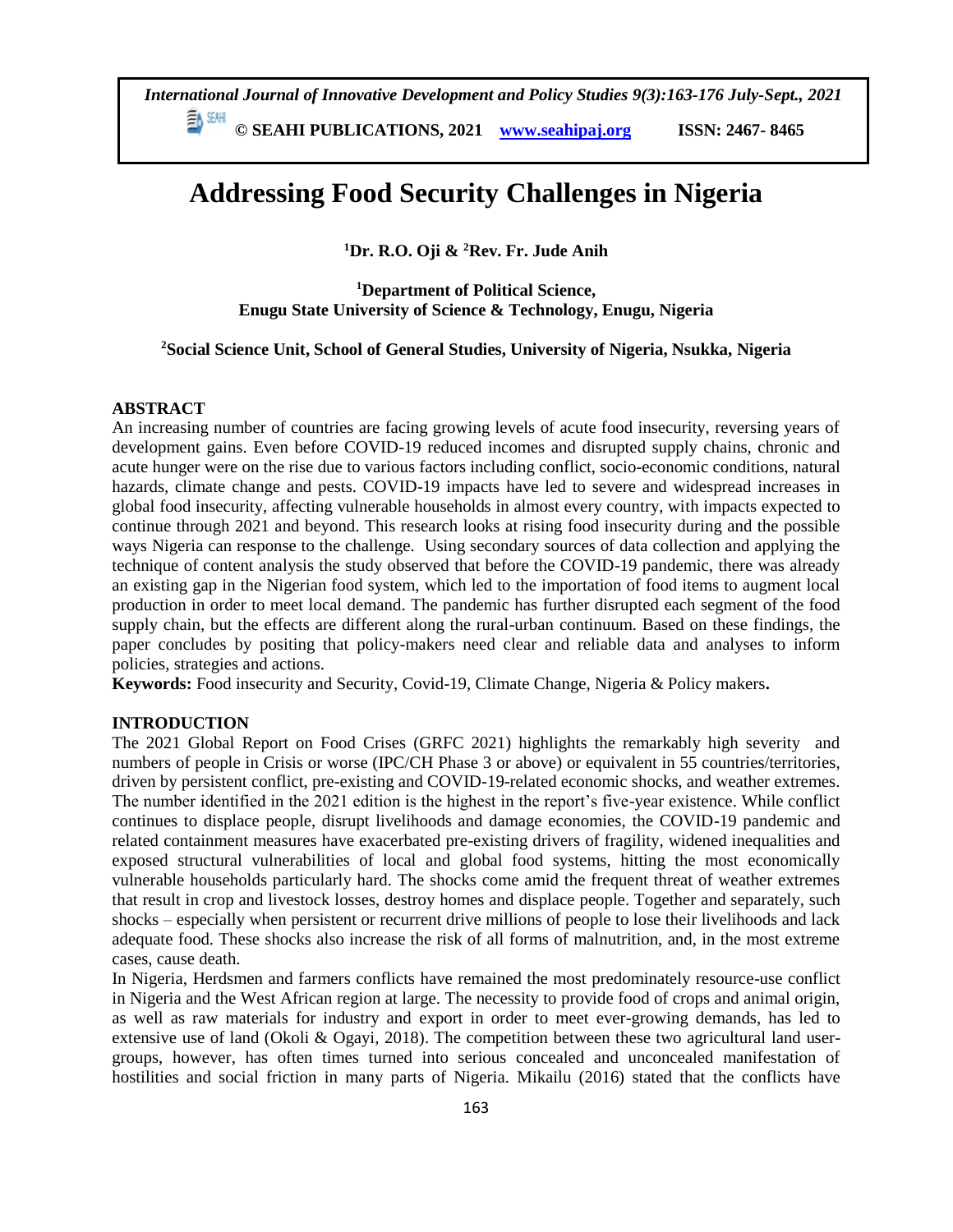# Addressing Food Security Challenges in Nigeria

**[1]Dr. R.O. Oji & [2]Rev. Fr. Jude Anih**

**[1]Department of Political Science, Enugu State University of Science & Technology, Enugu, Nigeria**

**[2]Social Science Unit, School of General Studies, University of Nigeria, Nsukka, Nigeria**

## ABSTRACT

An increasing number of countries are facing growing levels of acute food insecurity, reversing years of development gains. Even before COVID-19 reduced incomes and disrupted supply chains, chronic and acute hunger were on the rise due to various factors including conflict, socio-economic conditions, natural hazards, climate change and pests. COVID-19 impacts have led to severe and widespread increases in global food insecurity, affecting vulnerable households in almost every country, with impacts expected to continue through 2021 and beyond. This research looks at rising food insecurity during and the possible ways Nigeria can response to the challenge. Using secondary sources of data collection and applying the technique of content analysis the study observed that before the COVID-19 pandemic, there was already an existing gap in the Nigerian food system, which led to the importation of food items to augment local production in order to meet local demand. The pandemic has further disrupted each segment of the food supply chain, but the effects are different along the rural-urban continuum. Based on these findings, the paper concludes by positing that policy-makers need clear and reliable data and analyses to inform policies, strategies and actions.

**Keywords:** Food insecurity and Security, Covid-19, Climate Change, Nigeria & Policy makers**.**

## INTRODUCTION

The 2021 Global Report on Food Crises (GRFC 2021) highlights the remarkably high severity and numbers of people in Crisis or worse (IPC/CH Phase 3 or above) or equivalent in 55 countries/territories, driven by persistent conflict, pre-existing and COVID-19-related economic shocks, and weather extremes. The number identified in the 2021 edition is the highest in the report's five-year existence. While conflict continues to displace people, disrupt livelihoods and damage economies, the COVID-19 pandemic and related containment measures have exacerbated pre-existing drivers of fragility, widened inequalities and exposed structural vulnerabilities of local and global food systems, hitting the most economically vulnerable households particularly hard. The shocks come amid the frequent threat of weather extremes that result in crop and livestock losses, destroy homes and displace people. Together and separately, such shocks – especially when persistent or recurrent drive millions of people to lose their livelihoods and lack adequate food. These shocks also increase the risk of all forms of malnutrition, and, in the most extreme cases, cause death.

In Nigeria, Herdsmen and farmers conflicts have remained the most predominately resource-use conflict in Nigeria and the West African region at large. The necessity to provide food of crops and animal origin, as well as raw materials for industry and export in order to meet ever-growing demands, has led to extensive use of land (Okoli & Ogayi, 2018). The competition between these two agricultural land user-groups, however, has often times turned into serious concealed and unconcealed manifestation of hostilities and social friction in many parts of Nigeria. Mikailu (2016) stated that the conflicts have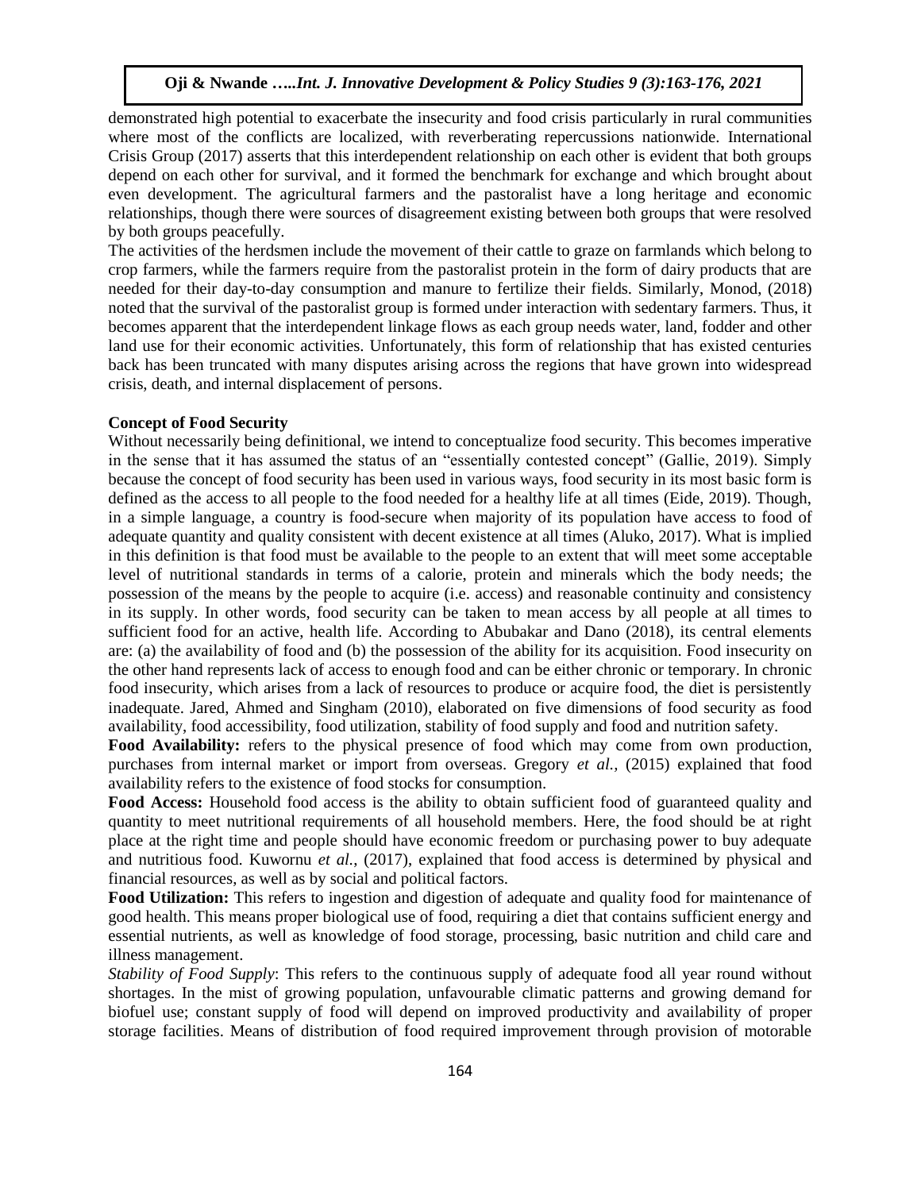demonstrated high potential to exacerbate the insecurity and food crisis particularly in rural communities where most of the conflicts are localized, with reverberating repercussions nationwide. International Crisis Group (2017) asserts that this interdependent relationship on each other is evident that both groups depend on each other for survival, and it formed the benchmark for exchange and which brought about even development. The agricultural farmers and the pastoralist have a long heritage and economic relationships, though there were sources of disagreement existing between both groups that were resolved by both groups peacefully.

The activities of the herdsmen include the movement of their cattle to graze on farmlands which belong to crop farmers, while the farmers require from the pastoralist protein in the form of dairy products that are needed for their day-to-day consumption and manure to fertilize their fields. Similarly, Monod, (2018) noted that the survival of the pastoralist group is formed under interaction with sedentary farmers. Thus, it becomes apparent that the interdependent linkage flows as each group needs water, land, fodder and other land use for their economic activities. Unfortunately, this form of relationship that has existed centuries back has been truncated with many disputes arising across the regions that have grown into widespread crisis, death, and internal displacement of persons.

**Concept of Food Security**

Without necessarily being definitional, we intend to conceptualize food security. This becomes imperative in the sense that it has assumed the status of an "essentially contested concept" (Gallie, 2019). Simply because the concept of food security has been used in various ways, food security in its most basic form is defined as the access to all people to the food needed for a healthy life at all times (Eide, 2019). Though, in a simple language, a country is food-secure when majority of its population have access to food of adequate quantity and quality consistent with decent existence at all times (Aluko, 2017). What is implied in this definition is that food must be available to the people to an extent that will meet some acceptable level of nutritional standards in terms of a calorie, protein and minerals which the body needs; the possession of the means by the people to acquire (i.e. access) and reasonable continuity and consistency in its supply. In other words, food security can be taken to mean access by all people at all times to sufficient food for an active, health life. According to Abubakar and Dano (2018), its central elements are: (a) the availability of food and (b) the possession of the ability for its acquisition. Food insecurity on the other hand represents lack of access to enough food and can be either chronic or temporary. In chronic food insecurity, which arises from a lack of resources to produce or acquire food, the diet is persistently inadequate. Jared, Ahmed and Singham (2010), elaborated on five dimensions of food security as food availability, food accessibility, food utilization, stability of food supply and food and nutrition safety.

**Food Availability:** refers to the physical presence of food which may come from own production, purchases from internal market or import from overseas. Gregory *et al.,* (2015) explained that food availability refers to the existence of food stocks for consumption.

**Food Access:** Household food access is the ability to obtain sufficient food of guaranteed quality and quantity to meet nutritional requirements of all household members. Here, the food should be at right place at the right time and people should have economic freedom or purchasing power to buy adequate and nutritious food. Kuwornu *et al.,* (2017), explained that food access is determined by physical and financial resources, as well as by social and political factors.

**Food Utilization:** This refers to ingestion and digestion of adequate and quality food for maintenance of good health. This means proper biological use of food, requiring a diet that contains sufficient energy and essential nutrients, as well as knowledge of food storage, processing, basic nutrition and child care and illness management.

*Stability of Food Supply*: This refers to the continuous supply of adequate food all year round without shortages. In the mist of growing population, unfavourable climatic patterns and growing demand for biofuel use; constant supply of food will depend on improved productivity and availability of proper storage facilities. Means of distribution of food required improvement through provision of motorable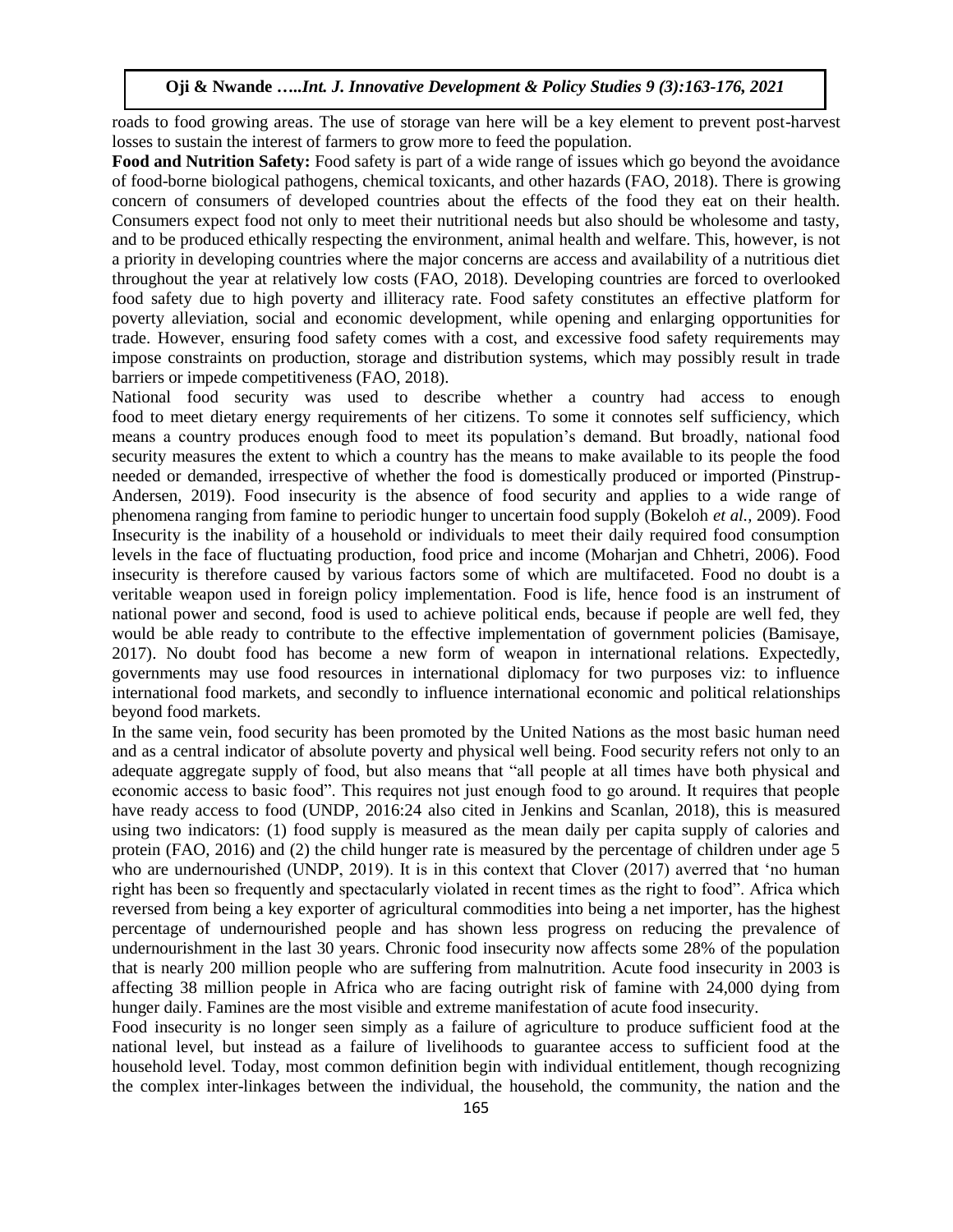roads to food growing areas. The use of storage van here will be a key element to prevent post-harvest losses to sustain the interest of farmers to grow more to feed the population.

**Food and Nutrition Safety:** Food safety is part of a wide range of issues which go beyond the avoidance of food-borne biological pathogens, chemical toxicants, and other hazards (FAO, 2018). There is growing concern of consumers of developed countries about the effects of the food they eat on their health. Consumers expect food not only to meet their nutritional needs but also should be wholesome and tasty, and to be produced ethically respecting the environment, animal health and welfare. This, however, is not a priority in developing countries where the major concerns are access and availability of a nutritious diet throughout the year at relatively low costs (FAO, 2018). Developing countries are forced to overlooked food safety due to high poverty and illiteracy rate. Food safety constitutes an effective platform for poverty alleviation, social and economic development, while opening and enlarging opportunities for trade. However, ensuring food safety comes with a cost, and excessive food safety requirements may impose constraints on production, storage and distribution systems, which may possibly result in trade barriers or impede competitiveness (FAO, 2018).

National food security was used to describe whether a country had access to enough food to meet dietary energy requirements of her citizens. To some it connotes self sufficiency, which means a country produces enough food to meet its population's demand. But broadly, national food security measures the extent to which a country has the means to make available to its people the food needed or demanded, irrespective of whether the food is domestically produced or imported (Pinstrup-Andersen, 2019). Food insecurity is the absence of food security and applies to a wide range of phenomena ranging from famine to periodic hunger to uncertain food supply (Bokeloh *et al.,* 2009). Food Insecurity is the inability of a household or individuals to meet their daily required food consumption levels in the face of fluctuating production, food price and income (Moharjan and Chhetri, 2006). Food insecurity is therefore caused by various factors some of which are multifaceted. Food no doubt is a veritable weapon used in foreign policy implementation. Food is life, hence food is an instrument of national power and second, food is used to achieve political ends, because if people are well fed, they would be able ready to contribute to the effective implementation of government policies (Bamisaye, 2017). No doubt food has become a new form of weapon in international relations. Expectedly, governments may use food resources in international diplomacy for two purposes viz: to influence international food markets, and secondly to influence international economic and political relationships beyond food markets.

In the same vein, food security has been promoted by the United Nations as the most basic human need and as a central indicator of absolute poverty and physical well being. Food security refers not only to an adequate aggregate supply of food, but also means that "all people at all times have both physical and economic access to basic food". This requires not just enough food to go around. It requires that people have ready access to food (UNDP, 2016:24 also cited in Jenkins and Scanlan, 2018), this is measured using two indicators: (1) food supply is measured as the mean daily per capita supply of calories and protein (FAO, 2016) and (2) the child hunger rate is measured by the percentage of children under age 5 who are undernourished (UNDP, 2019). It is in this context that Clover (2017) averred that 'no human right has been so frequently and spectacularly violated in recent times as the right to food". Africa which reversed from being a key exporter of agricultural commodities into being a net importer, has the highest percentage of undernourished people and has shown less progress on reducing the prevalence of undernourishment in the last 30 years. Chronic food insecurity now affects some 28% of the population that is nearly 200 million people who are suffering from malnutrition. Acute food insecurity in 2003 is affecting 38 million people in Africa who are facing outright risk of famine with 24,000 dying from hunger daily. Famines are the most visible and extreme manifestation of acute food insecurity.

Food insecurity is no longer seen simply as a failure of agriculture to produce sufficient food at the national level, but instead as a failure of livelihoods to guarantee access to sufficient food at the household level. Today, most common definition begin with individual entitlement, though recognizing the complex inter-linkages between the individual, the household, the community, the nation and the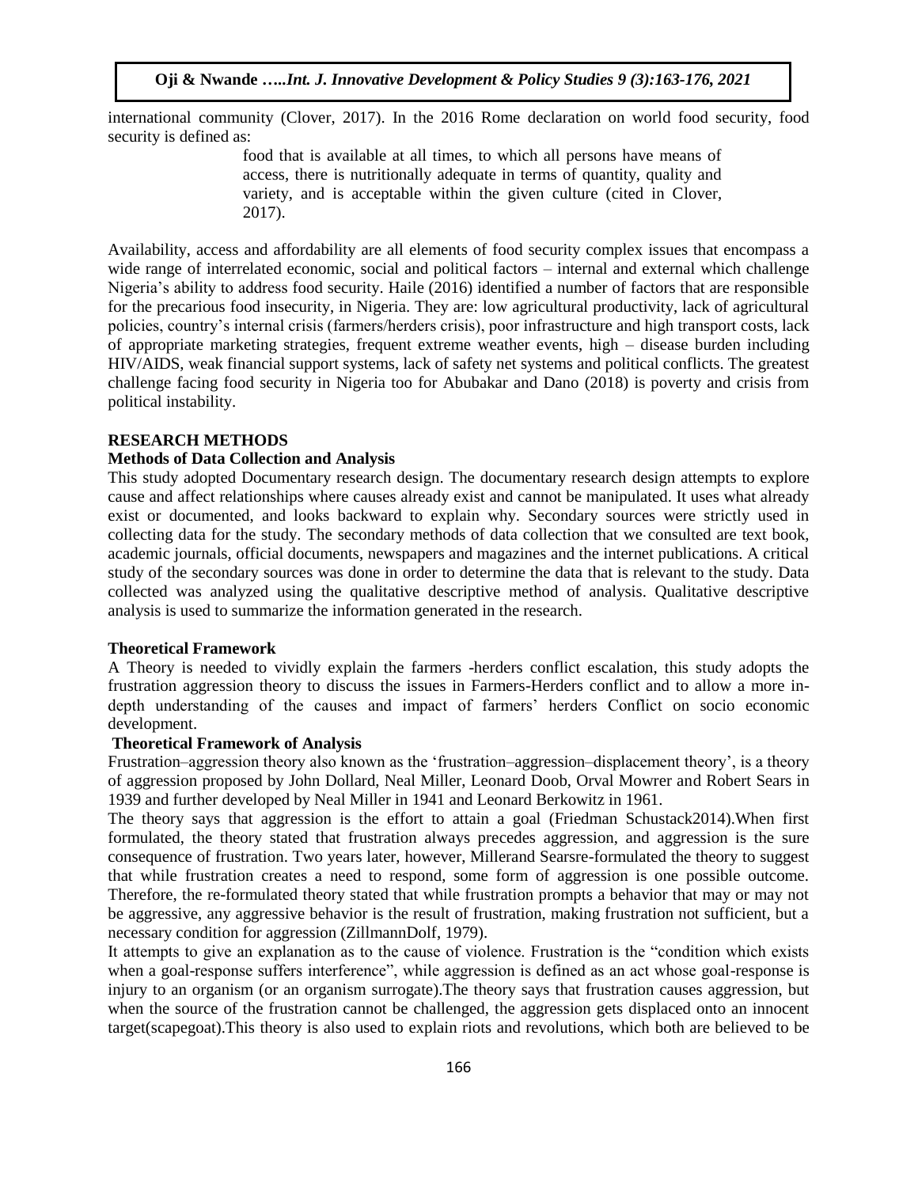international community (Clover, 2017). In the 2016 Rome declaration on world food security, food security is defined as:

> food that is available at all times, to which all persons have means of access, there is nutritionally adequate in terms of quantity, quality and variety, and is acceptable within the given culture (cited in Clover, 2017).

Availability, access and affordability are all elements of food security complex issues that encompass a wide range of interrelated economic, social and political factors – internal and external which challenge Nigeria's ability to address food security. Haile (2016) identified a number of factors that are responsible for the precarious food insecurity, in Nigeria. They are: low agricultural productivity, lack of agricultural policies, country's internal crisis (farmers/herders crisis), poor infrastructure and high transport costs, lack of appropriate marketing strategies, frequent extreme weather events, high – disease burden including HIV/AIDS, weak financial support systems, lack of safety net systems and political conflicts. The greatest challenge facing food security in Nigeria too for Abubakar and Dano (2018) is poverty and crisis from political instability.

## RESEARCH METHODS

### Methods of Data Collection and Analysis

This study adopted Documentary research design. The documentary research design attempts to explore cause and affect relationships where causes already exist and cannot be manipulated. It uses what already exist or documented, and looks backward to explain why. Secondary sources were strictly used in collecting data for the study. The secondary methods of data collection that we consulted are text book, academic journals, official documents, newspapers and magazines and the internet publications. A critical study of the secondary sources was done in order to determine the data that is relevant to the study. Data collected was analyzed using the qualitative descriptive method of analysis. Qualitative descriptive analysis is used to summarize the information generated in the research.

### Theoretical Framework

A Theory is needed to vividly explain the farmers -herders conflict escalation, this study adopts the frustration aggression theory to discuss the issues in Farmers-Herders conflict and to allow a more in-depth understanding of the causes and impact of farmers' herders Conflict on socio economic development.

### Theoretical Framework of Analysis

Frustration–aggression theory also known as the 'frustration–aggression–displacement theory', is a theory of aggression proposed by John Dollard, Neal Miller, Leonard Doob, Orval Mowrer and Robert Sears in 1939 and further developed by Neal Miller in 1941 and Leonard Berkowitz in 1961.

The theory says that aggression is the effort to attain a goal (Friedman Schustack2014).When first formulated, the theory stated that frustration always precedes aggression, and aggression is the sure consequence of frustration. Two years later, however, Millerand Searsre-formulated the theory to suggest that while frustration creates a need to respond, some form of aggression is one possible outcome. Therefore, the re-formulated theory stated that while frustration prompts a behavior that may or may not be aggressive, any aggressive behavior is the result of frustration, making frustration not sufficient, but a necessary condition for aggression (ZillmannDolf, 1979).

It attempts to give an explanation as to the cause of violence. Frustration is the "condition which exists when a goal-response suffers interference", while aggression is defined as an act whose goal-response is injury to an organism (or an organism surrogate).The theory says that frustration causes aggression, but when the source of the frustration cannot be challenged, the aggression gets displaced onto an innocent target(scapegoat).This theory is also used to explain riots and revolutions, which both are believed to be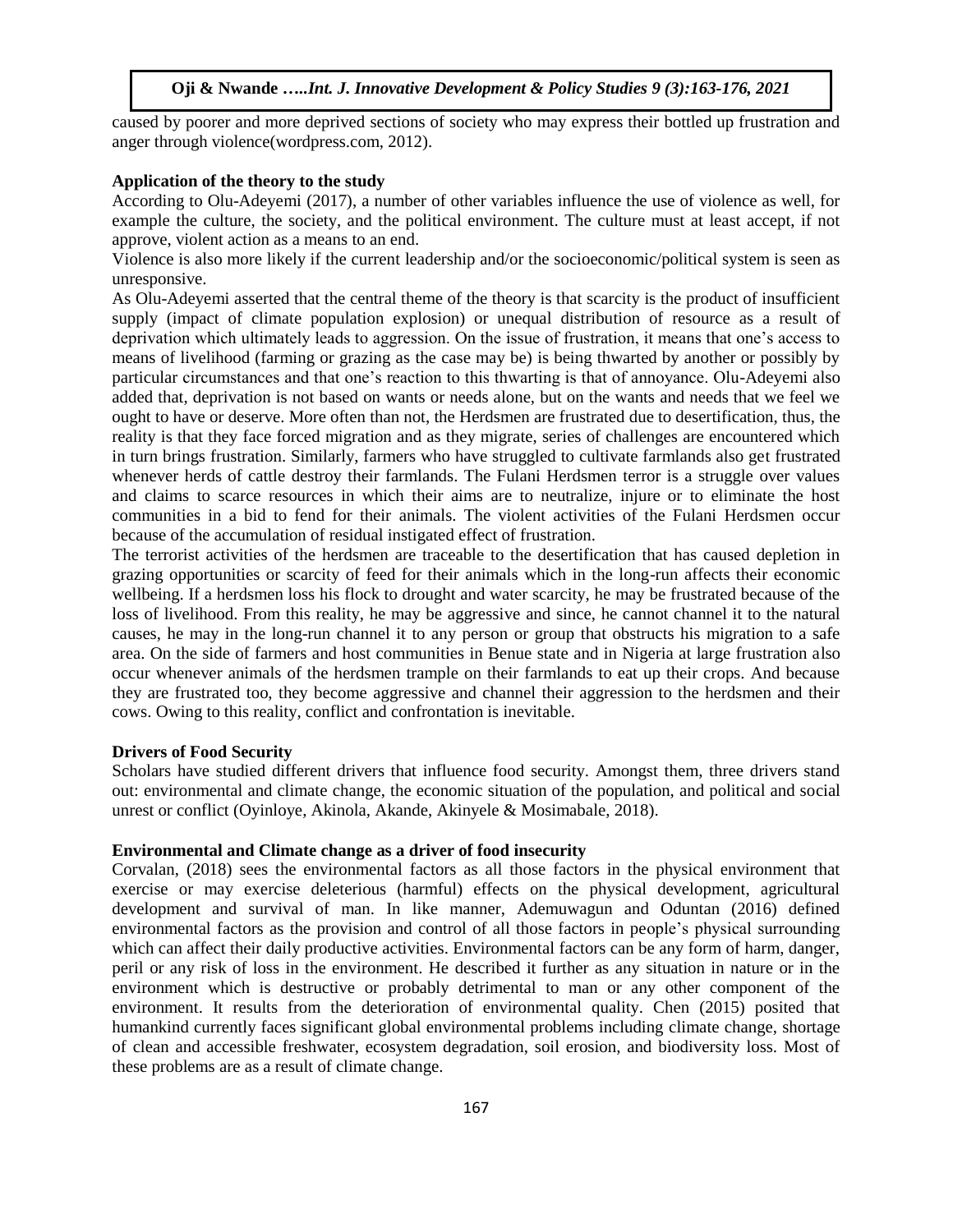caused by poorer and more deprived sections of society who may express their bottled up frustration and anger through violence(wordpress.com, 2012).

**Application of the theory to the study**

According to Olu-Adeyemi (2017), a number of other variables influence the use of violence as well, for example the culture, the society, and the political environment. The culture must at least accept, if not approve, violent action as a means to an end.

Violence is also more likely if the current leadership and/or the socioeconomic/political system is seen as unresponsive.

As Olu-Adeyemi asserted that the central theme of the theory is that scarcity is the product of insufficient supply (impact of climate population explosion) or unequal distribution of resource as a result of deprivation which ultimately leads to aggression. On the issue of frustration, it means that one's access to means of livelihood (farming or grazing as the case may be) is being thwarted by another or possibly by particular circumstances and that one's reaction to this thwarting is that of annoyance. Olu-Adeyemi also added that, deprivation is not based on wants or needs alone, but on the wants and needs that we feel we ought to have or deserve. More often than not, the Herdsmen are frustrated due to desertification, thus, the reality is that they face forced migration and as they migrate, series of challenges are encountered which in turn brings frustration. Similarly, farmers who have struggled to cultivate farmlands also get frustrated whenever herds of cattle destroy their farmlands. The Fulani Herdsmen terror is a struggle over values and claims to scarce resources in which their aims are to neutralize, injure or to eliminate the host communities in a bid to fend for their animals. The violent activities of the Fulani Herdsmen occur because of the accumulation of residual instigated effect of frustration.

The terrorist activities of the herdsmen are traceable to the desertification that has caused depletion in grazing opportunities or scarcity of feed for their animals which in the long-run affects their economic wellbeing. If a herdsmen loss his flock to drought and water scarcity, he may be frustrated because of the loss of livelihood. From this reality, he may be aggressive and since, he cannot channel it to the natural causes, he may in the long-run channel it to any person or group that obstructs his migration to a safe area. On the side of farmers and host communities in Benue state and in Nigeria at large frustration also occur whenever animals of the herdsmen trample on their farmlands to eat up their crops. And because they are frustrated too, they become aggressive and channel their aggression to the herdsmen and their cows. Owing to this reality, conflict and confrontation is inevitable.

**Drivers of Food Security**

Scholars have studied different drivers that influence food security. Amongst them, three drivers stand out: environmental and climate change, the economic situation of the population, and political and social unrest or conflict (Oyinloye, Akinola, Akande, Akinyele & Mosimabale, 2018).

**Environmental and Climate change as a driver of food insecurity**

Corvalan, (2018) sees the environmental factors as all those factors in the physical environment that exercise or may exercise deleterious (harmful) effects on the physical development, agricultural development and survival of man. In like manner, Ademuwagun and Oduntan (2016) defined environmental factors as the provision and control of all those factors in people's physical surrounding which can affect their daily productive activities. Environmental factors can be any form of harm, danger, peril or any risk of loss in the environment. He described it further as any situation in nature or in the environment which is destructive or probably detrimental to man or any other component of the environment. It results from the deterioration of environmental quality. Chen (2015) posited that humankind currently faces significant global environmental problems including climate change, shortage of clean and accessible freshwater, ecosystem degradation, soil erosion, and biodiversity loss. Most of these problems are as a result of climate change.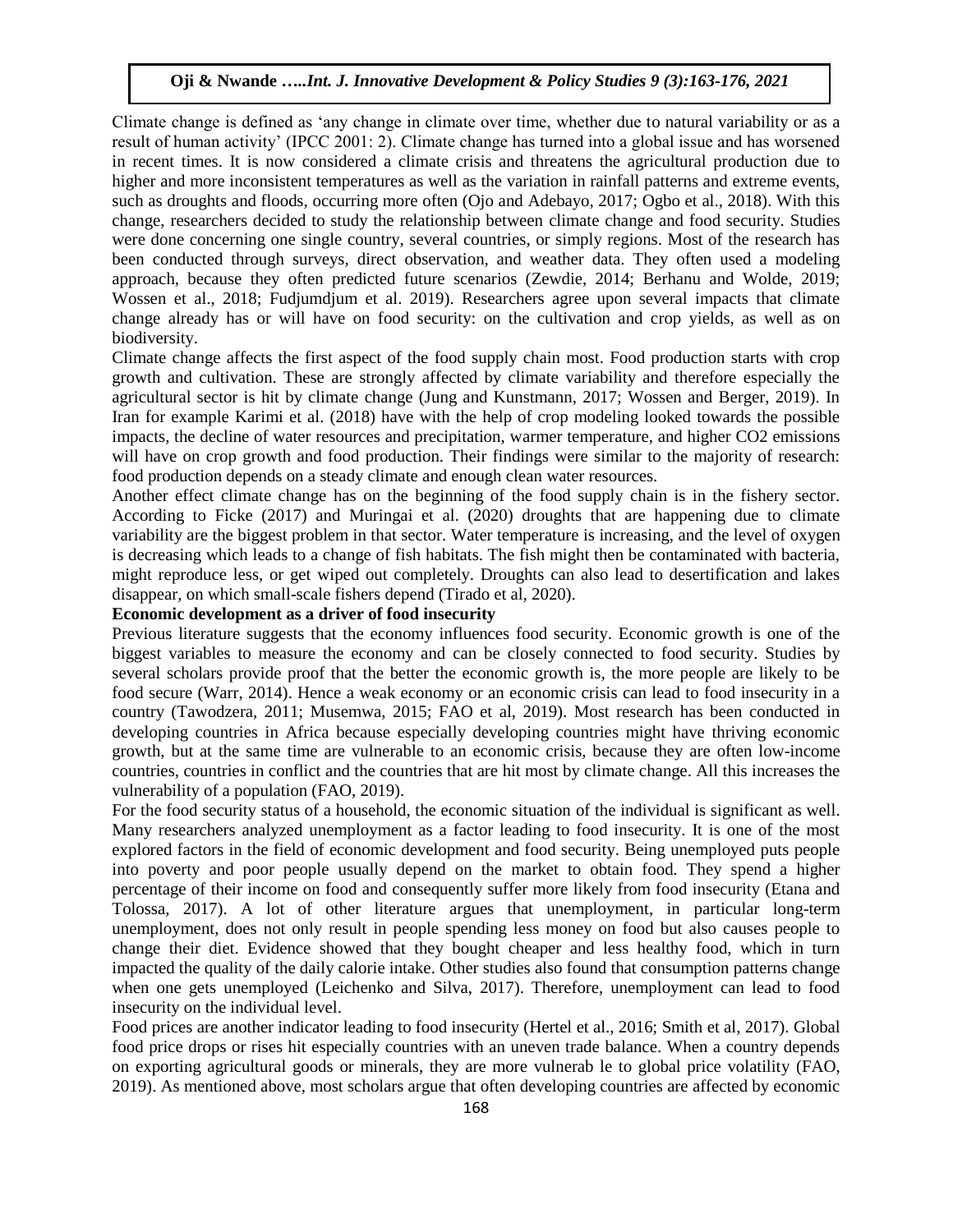Climate change is defined as 'any change in climate over time, whether due to natural variability or as a result of human activity' (IPCC 2001: 2). Climate change has turned into a global issue and has worsened in recent times. It is now considered a climate crisis and threatens the agricultural production due to higher and more inconsistent temperatures as well as the variation in rainfall patterns and extreme events, such as droughts and floods, occurring more often (Ojo and Adebayo, 2017; Ogbo et al., 2018). With this change, researchers decided to study the relationship between climate change and food security. Studies were done concerning one single country, several countries, or simply regions. Most of the research has been conducted through surveys, direct observation, and weather data. They often used a modeling approach, because they often predicted future scenarios (Zewdie, 2014; Berhanu and Wolde, 2019; Wossen et al., 2018; Fudjumdjum et al. 2019). Researchers agree upon several impacts that climate change already has or will have on food security: on the cultivation and crop yields, as well as on biodiversity.

Climate change affects the first aspect of the food supply chain most. Food production starts with crop growth and cultivation. These are strongly affected by climate variability and therefore especially the agricultural sector is hit by climate change (Jung and Kunstmann, 2017; Wossen and Berger, 2019). In Iran for example Karimi et al. (2018) have with the help of crop modeling looked towards the possible impacts, the decline of water resources and precipitation, warmer temperature, and higher CO2 emissions will have on crop growth and food production. Their findings were similar to the majority of research: food production depends on a steady climate and enough clean water resources.

Another effect climate change has on the beginning of the food supply chain is in the fishery sector. According to Ficke (2017) and Muringai et al. (2020) droughts that are happening due to climate variability are the biggest problem in that sector. Water temperature is increasing, and the level of oxygen is decreasing which leads to a change of fish habitats. The fish might then be contaminated with bacteria, might reproduce less, or get wiped out completely. Droughts can also lead to desertification and lakes disappear, on which small-scale fishers depend (Tirado et al, 2020).

**Economic development as a driver of food insecurity**

Previous literature suggests that the economy influences food security. Economic growth is one of the biggest variables to measure the economy and can be closely connected to food security. Studies by several scholars provide proof that the better the economic growth is, the more people are likely to be food secure (Warr, 2014). Hence a weak economy or an economic crisis can lead to food insecurity in a country (Tawodzera, 2011; Musemwa, 2015; FAO et al, 2019). Most research has been conducted in developing countries in Africa because especially developing countries might have thriving economic growth, but at the same time are vulnerable to an economic crisis, because they are often low-income countries, countries in conflict and the countries that are hit most by climate change. All this increases the vulnerability of a population (FAO, 2019).

For the food security status of a household, the economic situation of the individual is significant as well. Many researchers analyzed unemployment as a factor leading to food insecurity. It is one of the most explored factors in the field of economic development and food security. Being unemployed puts people into poverty and poor people usually depend on the market to obtain food. They spend a higher percentage of their income on food and consequently suffer more likely from food insecurity (Etana and Tolossa, 2017). A lot of other literature argues that unemployment, in particular long-term unemployment, does not only result in people spending less money on food but also causes people to change their diet. Evidence showed that they bought cheaper and less healthy food, which in turn impacted the quality of the daily calorie intake. Other studies also found that consumption patterns change when one gets unemployed (Leichenko and Silva, 2017). Therefore, unemployment can lead to food insecurity on the individual level.

Food prices are another indicator leading to food insecurity (Hertel et al., 2016; Smith et al, 2017). Global food price drops or rises hit especially countries with an uneven trade balance. When a country depends on exporting agricultural goods or minerals, they are more vulnerab le to global price volatility (FAO, 2019). As mentioned above, most scholars argue that often developing countries are affected by economic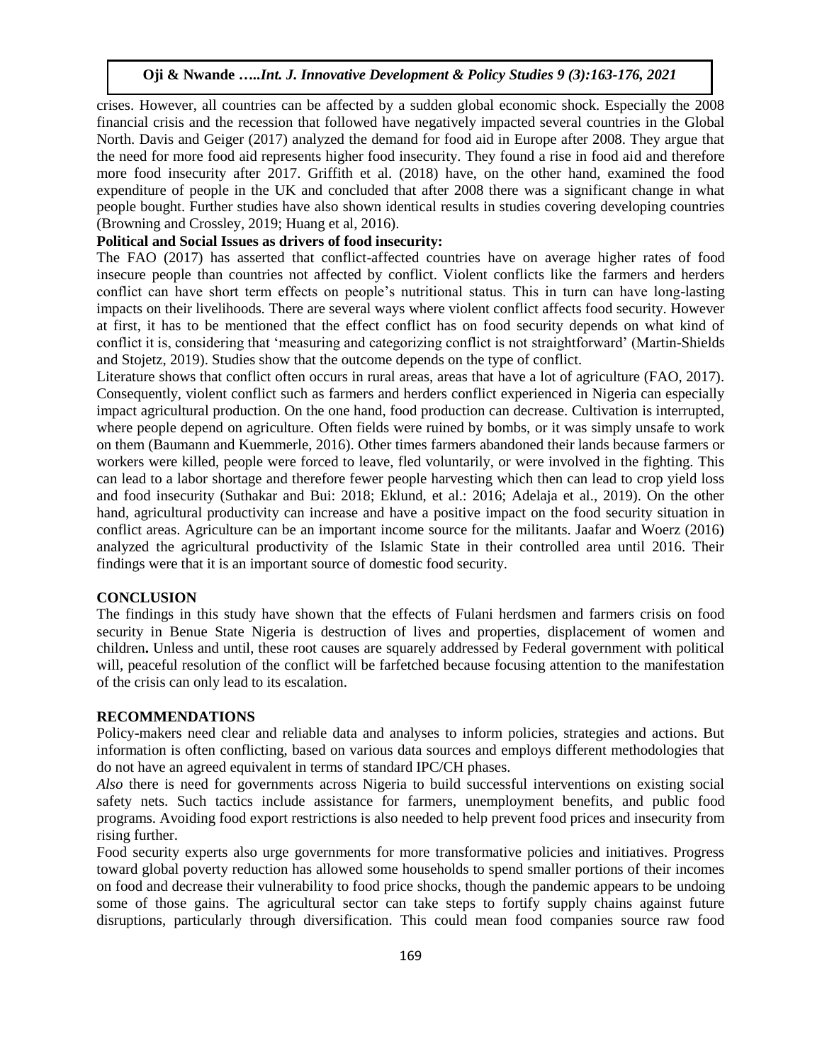crises. However, all countries can be affected by a sudden global economic shock. Especially the 2008 financial crisis and the recession that followed have negatively impacted several countries in the Global North. Davis and Geiger (2017) analyzed the demand for food aid in Europe after 2008. They argue that the need for more food aid represents higher food insecurity. They found a rise in food aid and therefore more food insecurity after 2017. Griffith et al. (2018) have, on the other hand, examined the food expenditure of people in the UK and concluded that after 2008 there was a significant change in what people bought. Further studies have also shown identical results in studies covering developing countries (Browning and Crossley, 2019; Huang et al, 2016).

**Political and Social Issues as drivers of food insecurity:**

The FAO (2017) has asserted that conflict-affected countries have on average higher rates of food insecure people than countries not affected by conflict. Violent conflicts like the farmers and herders conflict can have short term effects on people's nutritional status. This in turn can have long-lasting impacts on their livelihoods. There are several ways where violent conflict affects food security. However at first, it has to be mentioned that the effect conflict has on food security depends on what kind of conflict it is, considering that 'measuring and categorizing conflict is not straightforward' (Martin-Shields and Stojetz, 2019). Studies show that the outcome depends on the type of conflict.

Literature shows that conflict often occurs in rural areas, areas that have a lot of agriculture (FAO, 2017). Consequently, violent conflict such as farmers and herders conflict experienced in Nigeria can especially impact agricultural production. On the one hand, food production can decrease. Cultivation is interrupted, where people depend on agriculture. Often fields were ruined by bombs, or it was simply unsafe to work on them (Baumann and Kuemmerle, 2016). Other times farmers abandoned their lands because farmers or workers were killed, people were forced to leave, fled voluntarily, or were involved in the fighting. This can lead to a labor shortage and therefore fewer people harvesting which then can lead to crop yield loss and food insecurity (Suthakar and Bui: 2018; Eklund, et al.: 2016; Adelaja et al., 2019). On the other hand, agricultural productivity can increase and have a positive impact on the food security situation in conflict areas. Agriculture can be an important income source for the militants. Jaafar and Woerz (2016) analyzed the agricultural productivity of the Islamic State in their controlled area until 2016. Their findings were that it is an important source of domestic food security.

## CONCLUSION

The findings in this study have shown that the effects of Fulani herdsmen and farmers crisis on food security in Benue State Nigeria is destruction of lives and properties, displacement of women and children**.** Unless and until, these root causes are squarely addressed by Federal government with political will, peaceful resolution of the conflict will be farfetched because focusing attention to the manifestation of the crisis can only lead to its escalation.

## RECOMMENDATIONS

Policy-makers need clear and reliable data and analyses to inform policies, strategies and actions. But information is often conflicting, based on various data sources and employs different methodologies that do not have an agreed equivalent in terms of standard IPC/CH phases.

*Also* there is need for governments across Nigeria to build successful interventions on existing social safety nets. Such tactics include assistance for farmers, unemployment benefits, and public food programs. Avoiding food export restrictions is also needed to help prevent food prices and insecurity from rising further.

Food security experts also urge governments for more transformative policies and initiatives. Progress toward global poverty reduction has allowed some households to spend smaller portions of their incomes on food and decrease their vulnerability to food price shocks, though the pandemic appears to be undoing some of those gains. The agricultural sector can take steps to fortify supply chains against future disruptions, particularly through diversification. This could mean food companies source raw food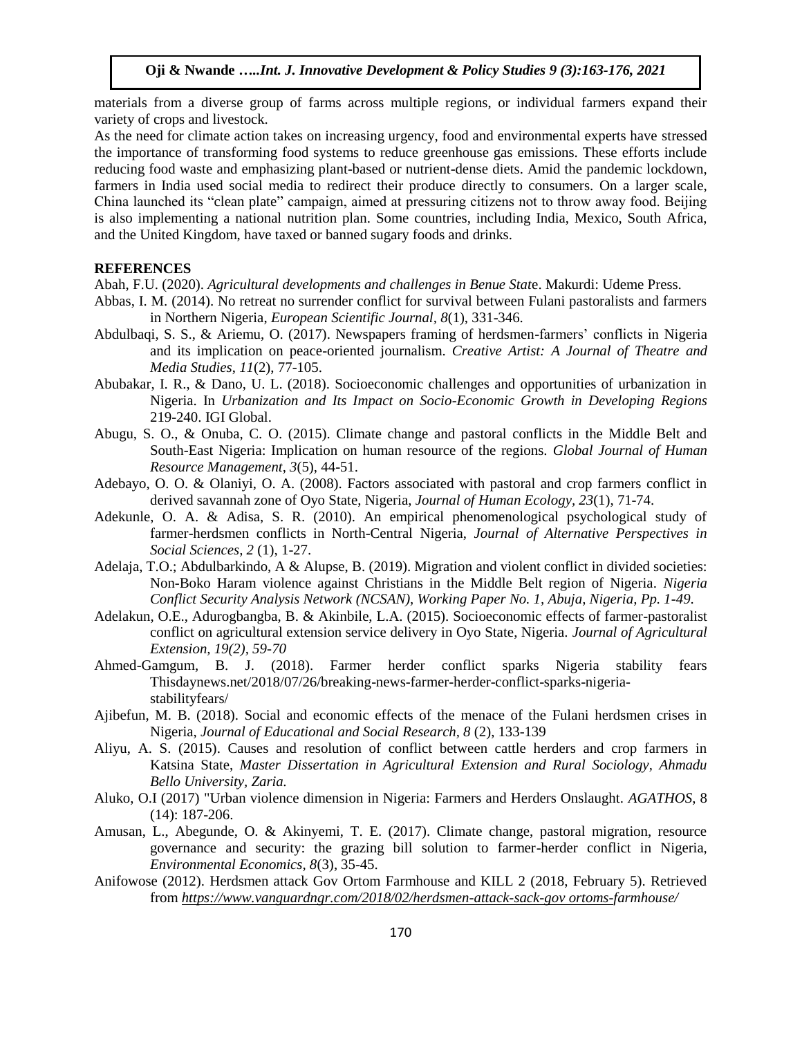materials from a diverse group of farms across multiple regions, or individual farmers expand their variety of crops and livestock.

As the need for climate action takes on increasing urgency, food and environmental experts have stressed the importance of transforming food systems to reduce greenhouse gas emissions. These efforts include reducing food waste and emphasizing plant-based or nutrient-dense diets. Amid the pandemic lockdown, farmers in India used social media to redirect their produce directly to consumers. On a larger scale, China launched its "clean plate" campaign, aimed at pressuring citizens not to throw away food. Beijing is also implementing a national nutrition plan. Some countries, including India, Mexico, South Africa, and the United Kingdom, have taxed or banned sugary foods and drinks.

## REFERENCES

Abah, F.U. (2020). *Agricultural developments and challenges in Benue State*. Makurdi: Udeme Press.

Abbas, I. M. (2014). No retreat no surrender conflict for survival between Fulani pastoralists and farmers in Northern Nigeria, *European Scientific Journal, 8*(1), 331-346.

Abdulbaqi, S. S., & Ariemu, O. (2017). Newspapers framing of herdsmen-farmers' conflicts in Nigeria and its implication on peace-oriented journalism. *Creative Artist: A Journal of Theatre and Media Studies*, *11*(2), 77-105.

Abubakar, I. R., & Dano, U. L. (2018). Socioeconomic challenges and opportunities of urbanization in Nigeria. In *Urbanization and Its Impact on Socio-Economic Growth in Developing Regions* 219-240. IGI Global.

Abugu, S. O., & Onuba, C. O. (2015). Climate change and pastoral conflicts in the Middle Belt and South-East Nigeria: Implication on human resource of the regions. *Global Journal of Human Resource Management*, *3*(5), 44-51.

Adebayo, O. O. & Olaniyi, O. A. (2008). Factors associated with pastoral and crop farmers conflict in derived savannah zone of Oyo State, Nigeria, *Journal of Human Ecology, 23*(1), 71-74.

Adekunle, O. A. & Adisa, S. R. (2010). An empirical phenomenological psychological study of farmer-herdsmen conflicts in North-Central Nigeria, *Journal of Alternative Perspectives in Social Sciences, 2* (1), 1-27.

Adelaja, T.O.; Abdulbarkindo, A & Alupse, B. (2019). Migration and violent conflict in divided societies: Non-Boko Haram violence against Christians in the Middle Belt region of Nigeria. *Nigeria Conflict Security Analysis Network (NCSAN), Working Paper No. 1, Abuja, Nigeria, Pp. 1-49.*

Adelakun, O.E., Adurogbangba, B. & Akinbile, L.A. (2015). Socioeconomic effects of farmer-pastoralist conflict on agricultural extension service delivery in Oyo State, Nigeria. *Journal of Agricultural Extension, 19(2), 59-70*

Ahmed-Gamgum, B. J. (2018). Farmer herder conflict sparks Nigeria stability fears Thisdaynews.net/2018/07/26/breaking-news-farmer-herder-conflict-sparks-nigeria-stabilityfears/

Ajibefun, M. B. (2018). Social and economic effects of the menace of the Fulani herdsmen crises in Nigeria, *Journal of Educational and Social Research, 8* (2), 133-139

Aliyu, A. S. (2015). Causes and resolution of conflict between cattle herders and crop farmers in Katsina State, *Master Dissertation in Agricultural Extension and Rural Sociology, Ahmadu Bello University, Zaria.*

Aluko, O.I (2017) "Urban violence dimension in Nigeria: Farmers and Herders Onslaught. *AGATHOS*, 8 (14): 187-206.

Amusan, L., Abegunde, O. & Akinyemi, T. E. (2017). Climate change, pastoral migration, resource governance and security: the grazing bill solution to farmer-herder conflict in Nigeria, *Environmental Economics*, *8*(3), 35-45.

Anifowose (2012). Herdsmen attack Gov Ortom Farmhouse and KILL 2 (2018, February 5). Retrieved from *https://www.vanguardngr.com/2018/02/herdsmen-attack-sack-gov ortoms-farmhouse/*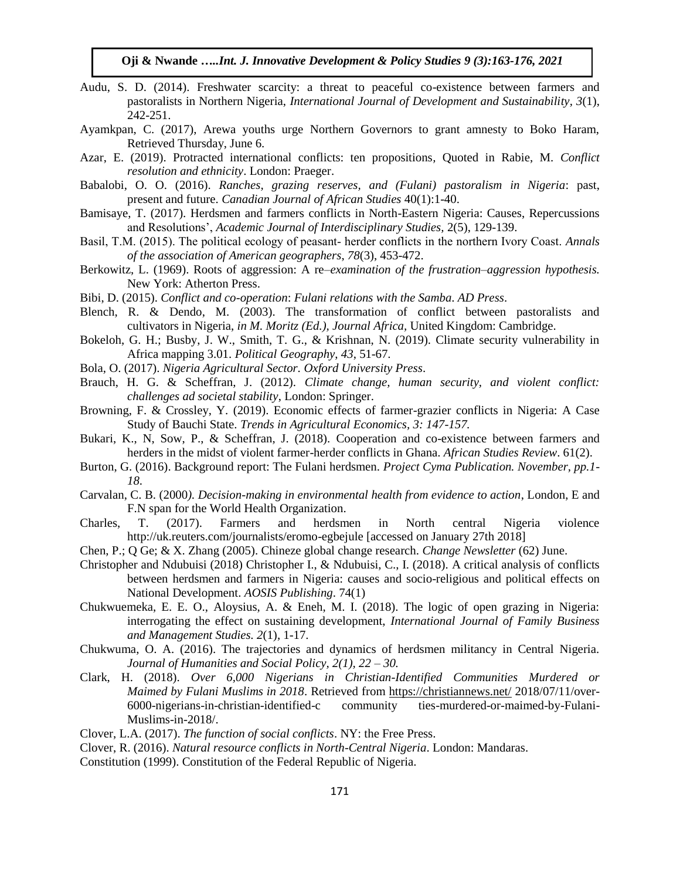Audu, S. D. (2014). Freshwater scarcity: a threat to peaceful co-existence between farmers and pastoralists in Northern Nigeria, *International Journal of Development and Sustainability*, *3*(1), 242-251.

Ayamkpan, C. (2017), Arewa youths urge Northern Governors to grant amnesty to Boko Haram, Retrieved Thursday, June 6.

Azar, E. (2019). Protracted international conflicts: ten propositions, Quoted in Rabie, M. *Conflict resolution and ethnicity*. London: Praeger.

Babalobi, O. O. (2016). *Ranches, grazing reserves, and (Fulani) pastoralism in Nigeria*: past, present and future. *Canadian Journal of African Studies* 40(1):1-40.

Bamisaye, T. (2017). Herdsmen and farmers conflicts in North-Eastern Nigeria: Causes, Repercussions and Resolutions', *Academic Journal of Interdisciplinary Studies*, 2(5), 129-139.

Basil, T.M. (2015). The political ecology of peasant- herder conflicts in the northern Ivory Coast. *Annals of the association of American geographers*, *78*(3), 453-472.

Berkowitz, L. (1969). Roots of aggression: A re–*examination of the frustration–aggression hypothesis.* New York: Atherton Press.

Bibi, D. (2015). *Conflict and co-operation*: *Fulani relations with the Samba*. *AD Press*.

Blench, R. & Dendo, M. (2003). The transformation of conflict between pastoralists and cultivators in Nigeria, *in M. Moritz (Ed.), Journal Africa,* United Kingdom: Cambridge.

Bokeloh, G. H.; Busby, J. W., Smith, T. G., & Krishnan, N. (2019). Climate security vulnerability in Africa mapping 3.01. *Political Geography*, *43*, 51-67.

Bola, O. (2017). *Nigeria Agricultural Sector. Oxford University Press*.

Brauch, H. G. & Scheffran, J. (2012). *Climate change, human security, and violent conflict: challenges ad societal stability*, London: Springer.

Browning, F. & Crossley, Y. (2019). Economic effects of farmer-grazier conflicts in Nigeria: A Case Study of Bauchi State. *Trends in Agricultural Economics, 3: 147-157.*

Bukari, K., N, Sow, P., & Scheffran, J. (2018). Cooperation and co-existence between farmers and herders in the midst of violent farmer-herder conflicts in Ghana. *African Studies Review*. 61(2).

Burton, G. (2016). Background report: The Fulani herdsmen. *Project Cyma Publication. November, pp.1-18*.

Carvalan, C. B. (2000*). Decision-making in environmental health from evidence to action*, London, E and F.N span for the World Health Organization.

Charles, T. (2017). Farmers and herdsmen in North central Nigeria violence http://uk.reuters.com/journalists/eromo-egbejule [accessed on January 27th 2018]

Chen, P.; Q Ge; & X. Zhang (2005). Chineze global change research. *Change Newsletter* (62) June.

Christopher and Ndubuisi (2018) Christopher I., & Ndubuisi, C., I. (2018). A critical analysis of conflicts between herdsmen and farmers in Nigeria: causes and socio-religious and political effects on National Development. *AOSIS Publishing*. 74(1)

Chukwuemeka, E. E. O., Aloysius, A. & Eneh, M. I. (2018). The logic of open grazing in Nigeria: interrogating the effect on sustaining development, *International Journal of Family Business and Management Studies. 2*(1), 1-17.

Chukwuma, O. A. (2016). The trajectories and dynamics of herdsmen militancy in Central Nigeria. *Journal of Humanities and Social Policy, 2(1), 22 – 30.*

Clark, H. (2018). *Over 6,000 Nigerians in Christian-Identified Communities Murdered or Maimed by Fulani Muslims in 2018*. Retrieved from https://christiannews.net/ 2018/07/11/over-6000-nigerians-in-christian-identified-c community ties-murdered-or-maimed-by-Fulani-Muslims-in-2018/.

Clover, L.A. (2017). *The function of social conflicts*. NY: the Free Press.

Clover, R. (2016). *Natural resource conflicts in North-Central Nigeria*. London: Mandaras.

Constitution (1999). Constitution of the Federal Republic of Nigeria.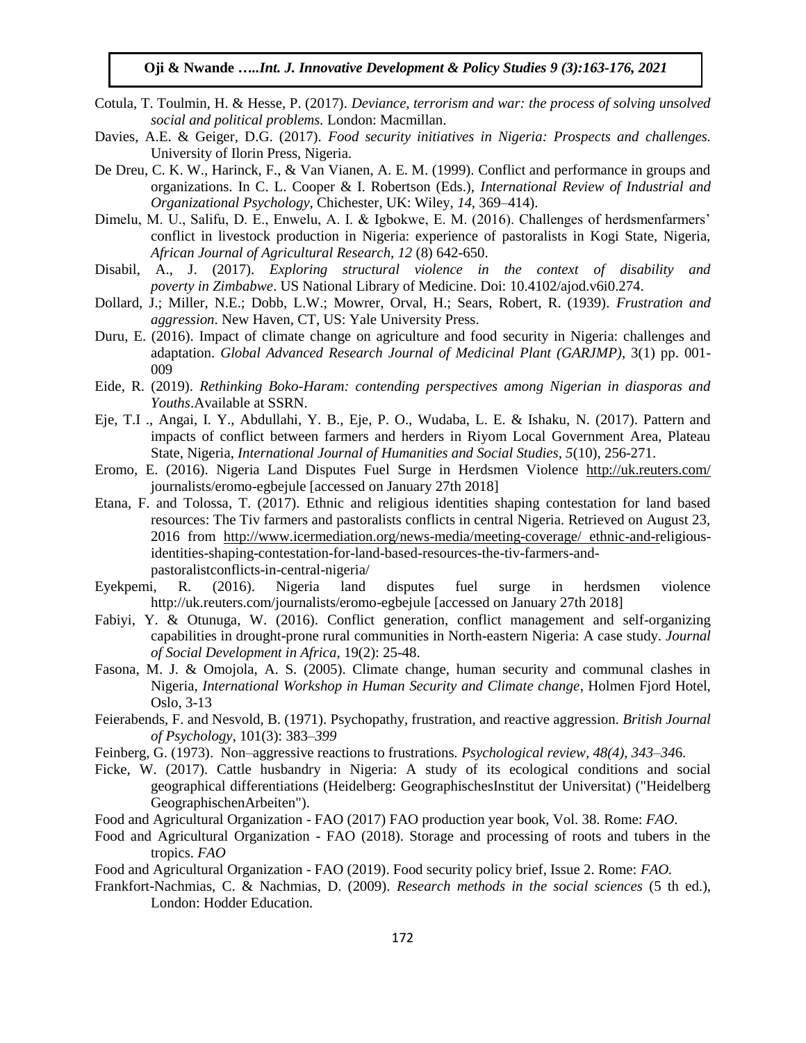Cotula, T. Toulmin, H. & Hesse, P. (2017). *Deviance, terrorism and war: the process of solving unsolved social and political problems.* London: Macmillan.

Davies, A.E. & Geiger, D.G. (2017). *Food security initiatives in Nigeria: Prospects and challenges.* University of Ilorin Press, Nigeria.

De Dreu, C. K. W., Harinck, F., & Van Vianen, A. E. M. (1999). Conflict and performance in groups and organizations. In C. L. Cooper & I. Robertson (Eds.), *International Review of Industrial and Organizational Psychology*, Chichester, UK: Wiley, *14*, 369–414).

Dimelu, M. U., Salifu, D. E., Enwelu, A. I. & Igbokwe, E. M. (2016). Challenges of herdsmenfarmers' conflict in livestock production in Nigeria: experience of pastoralists in Kogi State, Nigeria, *African Journal of Agricultural Research, 12* (8) 642-650.

Disabil, A., J. (2017). *Exploring structural violence in the context of disability and poverty in Zimbabwe*. US National Library of Medicine. Doi: 10.4102/ajod.v6i0.274.

Dollard, J.; Miller, N.E.; Dobb, L.W.; Mowrer, Orval, H.; Sears, Robert, R. (1939). *Frustration and aggression*. New Haven, CT, US: Yale University Press.

Duru, E. (2016). Impact of climate change on agriculture and food security in Nigeria: challenges and adaptation. *Global Advanced Research Journal of Medicinal Plant (GARJMP)*, 3(1) pp. 001-009

Eide, R. (2019). *Rethinking Boko-Haram: contending perspectives among Nigerian in diasporas and Youths*.Available at SSRN.

Eje, T.I ., Angai, I. Y., Abdullahi, Y. B., Eje, P. O., Wudaba, L. E. & Ishaku, N. (2017). Pattern and impacts of conflict between farmers and herders in Riyom Local Government Area, Plateau State, Nigeria, *International Journal of Humanities and Social Studies, 5*(10), 256-271.

Eromo, E. (2016). Nigeria Land Disputes Fuel Surge in Herdsmen Violence http://uk.reuters.com/ journalists/eromo-egbejule [accessed on January 27th 2018]

Etana, F. and Tolossa, T. (2017). Ethnic and religious identities shaping contestation for land based resources: The Tiv farmers and pastoralists conflicts in central Nigeria. Retrieved on August 23, 2016 from http://www.icermediation.org/news-media/meeting-coverage/ ethnic-and-religious-identities-shaping-contestation-for-land-based-resources-the-tiv-farmers-and-pastoralistconflicts-in-central-nigeria/

Eyekpemi, R. (2016). Nigeria land disputes fuel surge in herdsmen violence http://uk.reuters.com/journalists/eromo-egbejule [accessed on January 27th 2018]

Fabiyi, Y. & Otunuga, W. (2016). Conflict generation, conflict management and self-organizing capabilities in drought-prone rural communities in North-eastern Nigeria: A case study. *Journal of Social Development in Africa*, 19(2): 25-48.

Fasona, M. J. & Omojola, A. S. (2005). Climate change, human security and communal clashes in Nigeria, *International Workshop in Human Security and Climate change*, Holmen Fjord Hotel, Oslo, 3-13

Feierabends, F. and Nesvold, B. (1971). Psychopathy, frustration, and reactive aggression. *British Journal of Psychology*, 101(3): 383–*399*

Feinberg, G. (1973). Non–aggressive reactions to frustrations. *Psychological review, 48(4), 343–34*6.

Ficke, W. (2017). Cattle husbandry in Nigeria: A study of its ecological conditions and social geographical differentiations (Heidelberg: GeographischesInstitut der Universitat) ("Heidelberg GeographischenArbeiten").

Food and Agricultural Organization - FAO (2017) FAO production year book, Vol. 38. Rome: *FAO*.

Food and Agricultural Organization - FAO (2018). Storage and processing of roots and tubers in the tropics. *FAO*

Food and Agricultural Organization - FAO (2019). Food security policy brief, Issue 2. Rome: *FAO.*

Frankfort-Nachmias, C. & Nachmias, D. (2009). *Research methods in the social sciences* (5 th ed.), London: Hodder Education.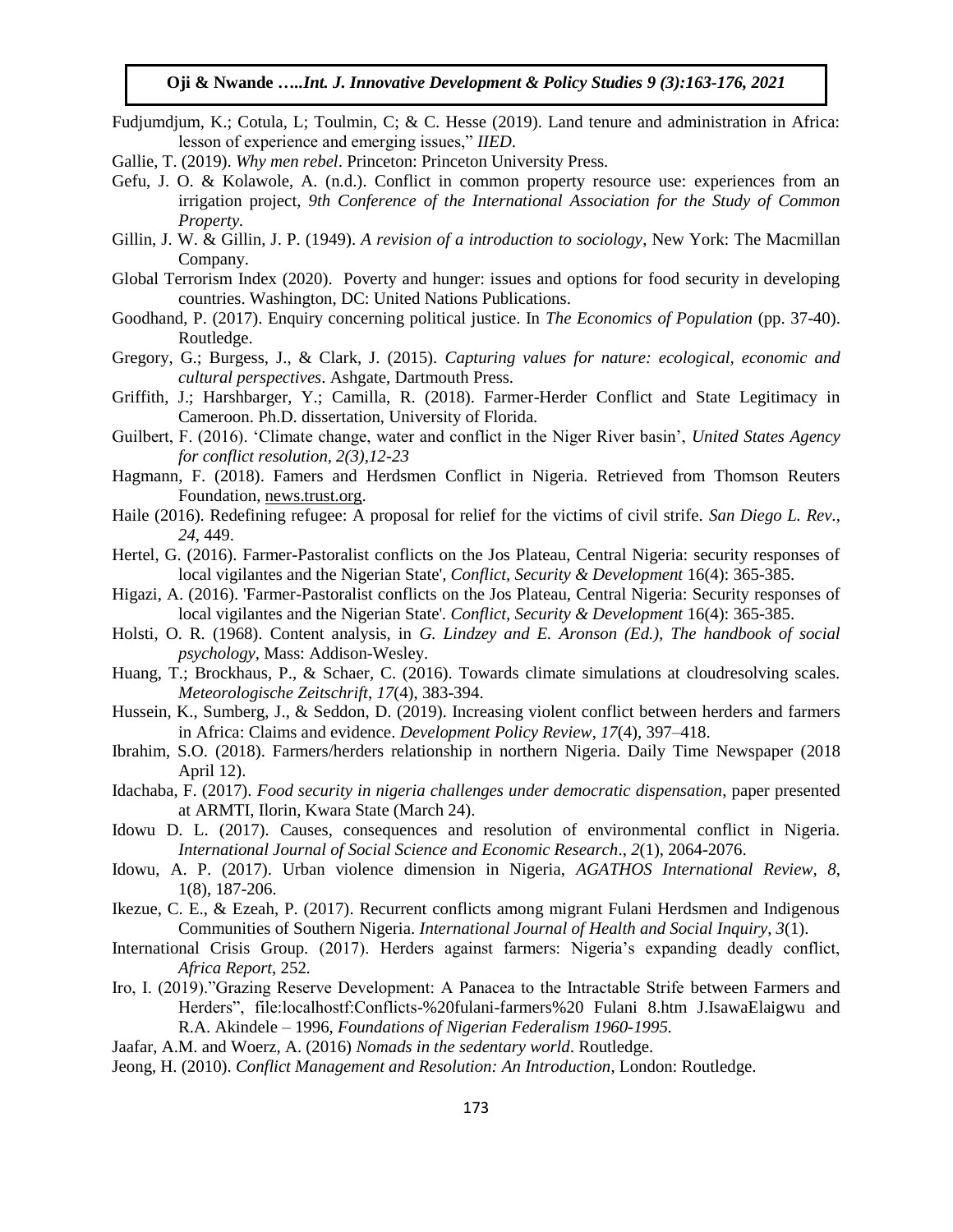Fudjumdjum, K.; Cotula, L; Toulmin, C; & C. Hesse (2019). Land tenure and administration in Africa: lesson of experience and emerging issues," *IIED*.

Gallie, T. (2019). *Why men rebel*. Princeton: Princeton University Press.

Gefu, J. O. & Kolawole, A. (n.d.). Conflict in common property resource use: experiences from an irrigation project, *9th Conference of the International Association for the Study of Common Property*.

Gillin, J. W. & Gillin, J. P. (1949). *A revision of a introduction to sociology*, New York: The Macmillan Company.

Global Terrorism Index (2020). Poverty and hunger: issues and options for food security in developing countries. Washington, DC: United Nations Publications.

Goodhand, P. (2017). Enquiry concerning political justice. In *The Economics of Population* (pp. 37-40). Routledge.

Gregory, G.; Burgess, J., & Clark, J. (2015). *Capturing values for nature: ecological, economic and cultural perspectives*. Ashgate, Dartmouth Press.

Griffith, J.; Harshbarger, Y.; Camilla, R. (2018). Farmer-Herder Conflict and State Legitimacy in Cameroon. Ph.D. dissertation, University of Florida.

Guilbert, F. (2016). 'Climate change, water and conflict in the Niger River basin', *United States Agency for conflict resolution, 2(3),12-23*

Hagmann, F. (2018). Famers and Herdsmen Conflict in Nigeria. Retrieved from Thomson Reuters Foundation, news.trust.org.

Haile (2016). Redefining refugee: A proposal for relief for the victims of civil strife. *San Diego L. Rev.*, *24*, 449.

Hertel, G. (2016). Farmer-Pastoralist conflicts on the Jos Plateau, Central Nigeria: security responses of local vigilantes and the Nigerian State', *Conflict, Security & Development* 16(4): 365-385.

Higazi, A. (2016). 'Farmer-Pastoralist conflicts on the Jos Plateau, Central Nigeria: Security responses of local vigilantes and the Nigerian State'. *Conflict, Security & Development* 16(4): 365-385.

Holsti, O. R. (1968). Content analysis, in *G. Lindzey and E. Aronson (Ed.), The handbook of social psychology,* Mass: Addison-Wesley.

Huang, T.; Brockhaus, P., & Schaer, C. (2016). Towards climate simulations at cloudresolving scales. *Meteorologische Zeitschrift*, *17*(4), 383-394.

Hussein, K., Sumberg, J., & Seddon, D. (2019). Increasing violent conflict between herders and farmers in Africa: Claims and evidence. *Development Policy Review*, *17*(4), 397–418.

Ibrahim, S.O. (2018). Farmers/herders relationship in northern Nigeria. Daily Time Newspaper (2018 April 12).

Idachaba, F. (2017). *Food security in nigeria challenges under democratic dispensation*, paper presented at ARMTI, Ilorin, Kwara State (March 24).

Idowu D. L. (2017). Causes, consequences and resolution of environmental conflict in Nigeria. *International Journal of Social Science and Economic Research*., *2*(1), 2064-2076.

Idowu, A. P. (2017). Urban violence dimension in Nigeria, *AGATHOS International Review, 8*, 1(8), 187-206.

Ikezue, C. E., & Ezeah, P. (2017). Recurrent conflicts among migrant Fulani Herdsmen and Indigenous Communities of Southern Nigeria. *International Journal of Health and Social Inquiry*, *3*(1).

International Crisis Group. (2017). Herders against farmers: Nigeria's expanding deadly conflict, *Africa Report,* 252*.*

Iro, I. (2019)."Grazing Reserve Development: A Panacea to the Intractable Strife between Farmers and Herders", file:localhostf:Conflicts-%20fulani-farmers%20 Fulani 8.htm J.IsawaElaigwu and R.A. Akindele – 1996, *Foundations of Nigerian Federalism 1960-1995.*

Jaafar, A.M. and Woerz, A. (2016) *Nomads in the sedentary world*. Routledge.

Jeong, H. (2010). *Conflict Management and Resolution: An Introduction*, London: Routledge.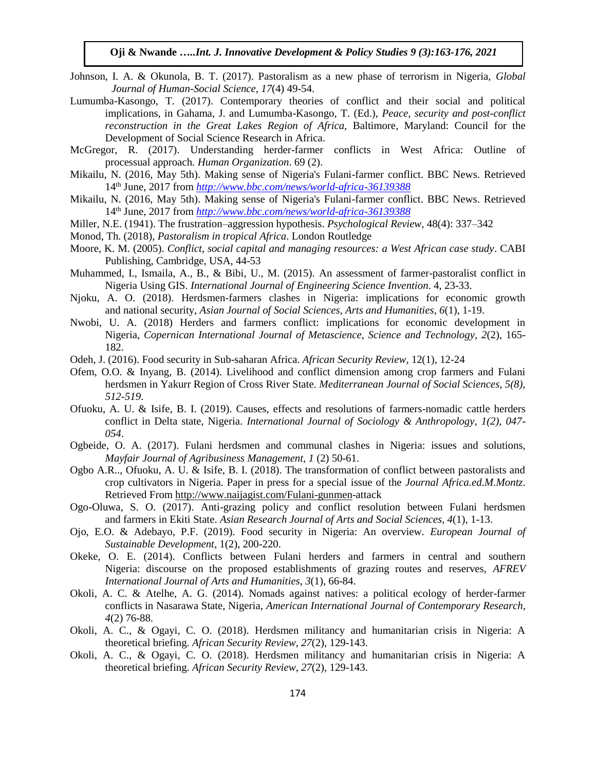Johnson, I. A. & Okunola, B. T. (2017). Pastoralism as a new phase of terrorism in Nigeria, *Global Journal of Human-Social Science, 17*(4) 49-54.

Lumumba-Kasongo, T. (2017). Contemporary theories of conflict and their social and political implications, in Gahama, J. and Lumumba-Kasongo, T. (Ed.), *Peace, security and post-conflict reconstruction in the Great Lakes Region of Africa,* Baltimore, Maryland: Council for the Development of Social Science Research in Africa.

McGregor, R. (2017). Understanding herder-farmer conflicts in West Africa: Outline of processual approach. *Human Organization*. 69 (2).

Mikailu, N. (2016, May 5th). Making sense of Nigeria's Fulani-farmer conflict. BBC News. Retrieved 14th June, 2017 from *http://www.bbc.com/news/world-africa-36139388*

Mikailu, N. (2016, May 5th). Making sense of Nigeria's Fulani-farmer conflict. BBC News. Retrieved 14th June, 2017 from *http://www.bbc.com/news/world-africa-36139388*

Miller, N.E. (1941). The frustration–aggression hypothesis. *Psychological Review*, 48(4): 337–342

Monod, Th. (2018), *Pastoralism in tropical Africa*. London Routledge

Moore, K. M. (2005). *Conflict, social capital and managing resources: a West African case study*. CABI Publishing, Cambridge, USA, 44-53

Muhammed, I., Ismaila, A., B., & Bibi, U., M. (2015). An assessment of farmer-pastoralist conflict in Nigeria Using GIS. *International Journal of Engineering Science Invention*. 4, 23-33.

Njoku, A. O. (2018). Herdsmen-farmers clashes in Nigeria: implications for economic growth and national security, *Asian Journal of Social Sciences, Arts and Humanities, 6*(1), 1-19.

Nwobi, U. A. (2018) Herders and farmers conflict: implications for economic development in Nigeria, *Copernican International Journal of Metascience, Science and Technology, 2*(2), 165-182.

Odeh, J. (2016). Food security in Sub-saharan Africa. *African Security Review*, 12(1), 12-24

Ofem, O.O. & Inyang, B. (2014). Livelihood and conflict dimension among crop farmers and Fulani herdsmen in Yakurr Region of Cross River State. *Mediterranean Journal of Social Sciences, 5(8), 512-519.*

Ofuoku, A. U. & Isife, B. I. (2019). Causes, effects and resolutions of farmers-nomadic cattle herders conflict in Delta state, Nigeria. *International Journal of Sociology & Anthropology, 1(2), 047-054*.

Ogbeide, O. A. (2017). Fulani herdsmen and communal clashes in Nigeria: issues and solutions, *Mayfair Journal of Agribusiness Management*, *1* (2) 50-61.

Ogbo A.R.., Ofuoku, A. U. & Isife, B. I. (2018). The transformation of conflict between pastoralists and crop cultivators in Nigeria. Paper in press for a special issue of the *Journal Africa.ed.M.Montz*. Retrieved From http://www.naijagist.com/Fulani-gunmen-attack

Ogo-Oluwa, S. O. (2017). Anti-grazing policy and conflict resolution between Fulani herdsmen and farmers in Ekiti State. *Asian Research Journal of Arts and Social Sciences, 4*(1), 1-13.

Ojo, E.O. & Adebayo, P.F. (2019). Food security in Nigeria: An overview. *European Journal of Sustainable Development*, 1(2), 200-220.

Okeke, O. E. (2014). Conflicts between Fulani herders and farmers in central and southern Nigeria: discourse on the proposed establishments of grazing routes and reserves, *AFREV International Journal of Arts and Humanities*, *3*(1), 66-84.

Okoli, A. C. & Atelhe, A. G. (2014). Nomads against natives: a political ecology of herder-farmer conflicts in Nasarawa State, Nigeria, *American International Journal of Contemporary Research, 4*(2) 76-88.

Okoli, A. C., & Ogayi, C. O. (2018). Herdsmen militancy and humanitarian crisis in Nigeria: A theoretical briefing. *African Security Review*, *27*(2), 129-143.

Okoli, A. C., & Ogayi, C. O. (2018). Herdsmen militancy and humanitarian crisis in Nigeria: A theoretical briefing. *African Security Review*, *27*(2), 129-143.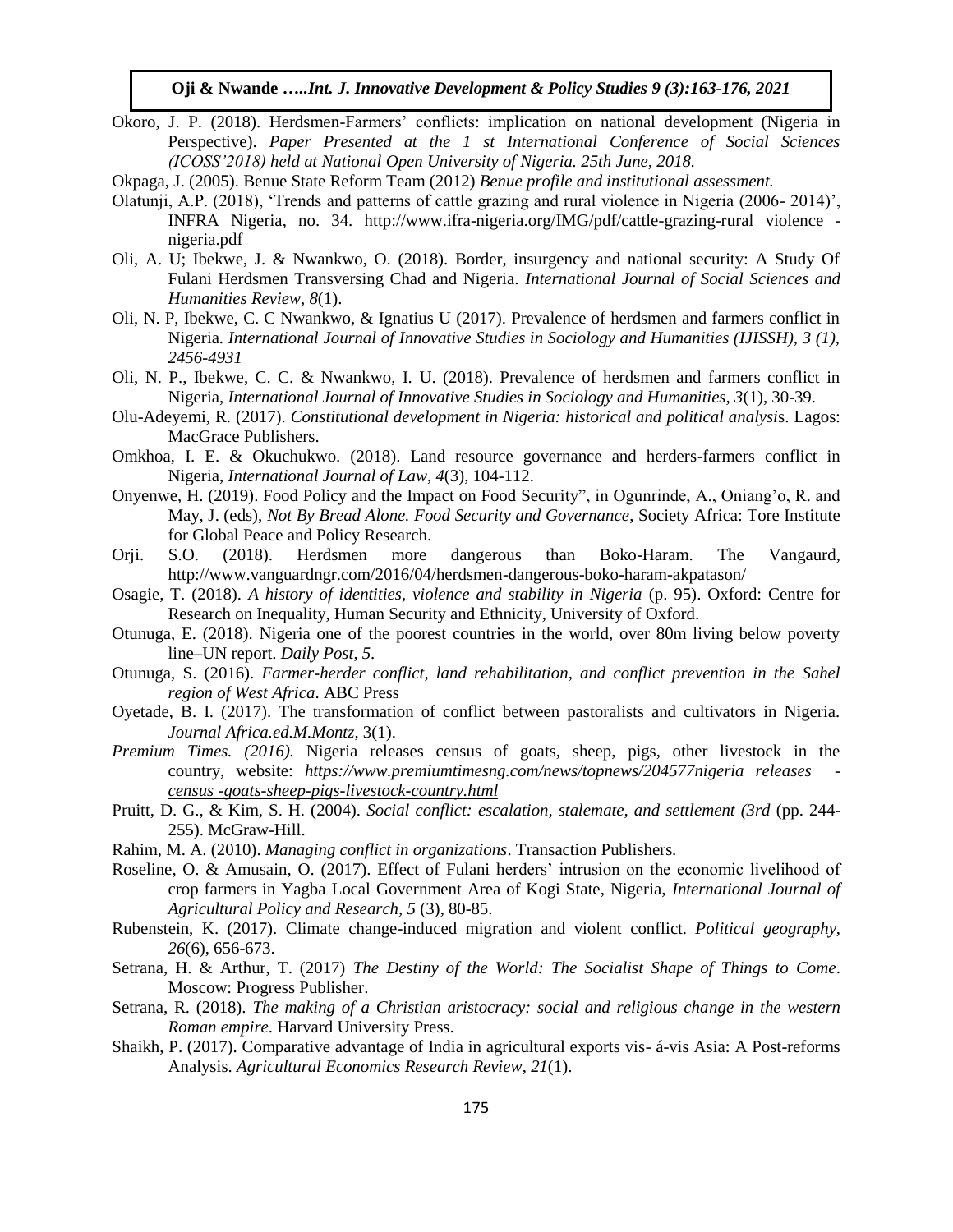Okoro, J. P. (2018). Herdsmen-Farmers' conflicts: implication on national development (Nigeria in Perspective). *Paper Presented at the 1 st International Conference of Social Sciences (ICOSS'2018) held at National Open University of Nigeria. 25th June, 2018.*

Okpaga, J. (2005). Benue State Reform Team (2012) *Benue profile and institutional assessment.*

Olatunji, A.P. (2018), 'Trends and patterns of cattle grazing and rural violence in Nigeria (2006- 2014)', INFRA Nigeria, no. 34. http://www.ifra-nigeria.org/IMG/pdf/cattle-grazing-rural violence - nigeria.pdf

Oli, A. U; Ibekwe, J. & Nwankwo, O. (2018). Border, insurgency and national security: A Study Of Fulani Herdsmen Transversing Chad and Nigeria. *International Journal of Social Sciences and Humanities Review*, *8*(1).

Oli, N. P, Ibekwe, C. C Nwankwo, & Ignatius U (2017). Prevalence of herdsmen and farmers conflict in Nigeria. *International Journal of Innovative Studies in Sociology and Humanities (IJISSH), 3 (1), 2456-4931*

Oli, N. P., Ibekwe, C. C. & Nwankwo, I. U. (2018). Prevalence of herdsmen and farmers conflict in Nigeria, *International Journal of Innovative Studies in Sociology and Humanities, 3*(1), 30-39.

Olu-Adeyemi, R. (2017). *Constitutional development in Nigeria: historical and political analysis*. Lagos: MacGrace Publishers.

Omkhoa, I. E. & Okuchukwo. (2018). Land resource governance and herders-farmers conflict in Nigeria, *International Journal of Law*, *4*(3), 104-112.

Onyenwe, H. (2019). Food Policy and the Impact on Food Security", in Ogunrinde, A., Oniang'o, R. and May, J. (eds), *Not By Bread Alone. Food Security and Governance*, Society Africa: Tore Institute for Global Peace and Policy Research.

Orji. S.O. (2018). Herdsmen more dangerous than Boko-Haram. The Vangaurd, http://www.vanguardngr.com/2016/04/herdsmen-dangerous-boko-haram-akpatason/

Osagie, T. (2018). *A history of identities, violence and stability in Nigeria* (p. 95). Oxford: Centre for Research on Inequality, Human Security and Ethnicity, University of Oxford.

Otunuga, E. (2018). Nigeria one of the poorest countries in the world, over 80m living below poverty line–UN report. *Daily Post*, *5*.

Otunuga, S. (2016). *Farmer-herder conflict, land rehabilitation, and conflict prevention in the Sahel region of West Africa*. ABC Press

Oyetade, B. I. (2017). The transformation of conflict between pastoralists and cultivators in Nigeria. *Journal Africa.ed.M.Montz*, 3(1).

*Premium Times. (2016).* Nigeria releases census of goats, sheep, pigs, other livestock in the country, website: *https://www.premiumtimesng.com/news/topnews/204577nigeria releases -census -goats-sheep-pigs-livestock-country.html*

Pruitt, D. G., & Kim, S. H. (2004). *Social conflict: escalation, stalemate, and settlement (3rd* (pp. 244-255). McGraw-Hill.

Rahim, M. A. (2010). *Managing conflict in organizations*. Transaction Publishers.

Roseline, O. & Amusain, O. (2017). Effect of Fulani herders' intrusion on the economic livelihood of crop farmers in Yagba Local Government Area of Kogi State, Nigeria, *International Journal of Agricultural Policy and Research, 5* (3), 80-85.

Rubenstein, K. (2017). Climate change-induced migration and violent conflict. *Political geography*, *26*(6), 656-673.

Setrana, H. & Arthur, T. (2017) *The Destiny of the World: The Socialist Shape of Things to Come*. Moscow: Progress Publisher.

Setrana, R. (2018). *The making of a Christian aristocracy: social and religious change in the western Roman empire*. Harvard University Press.

Shaikh, P. (2017). Comparative advantage of India in agricultural exports vis- á-vis Asia: A Post-reforms Analysis. *Agricultural Economics Research Review*, *21*(1).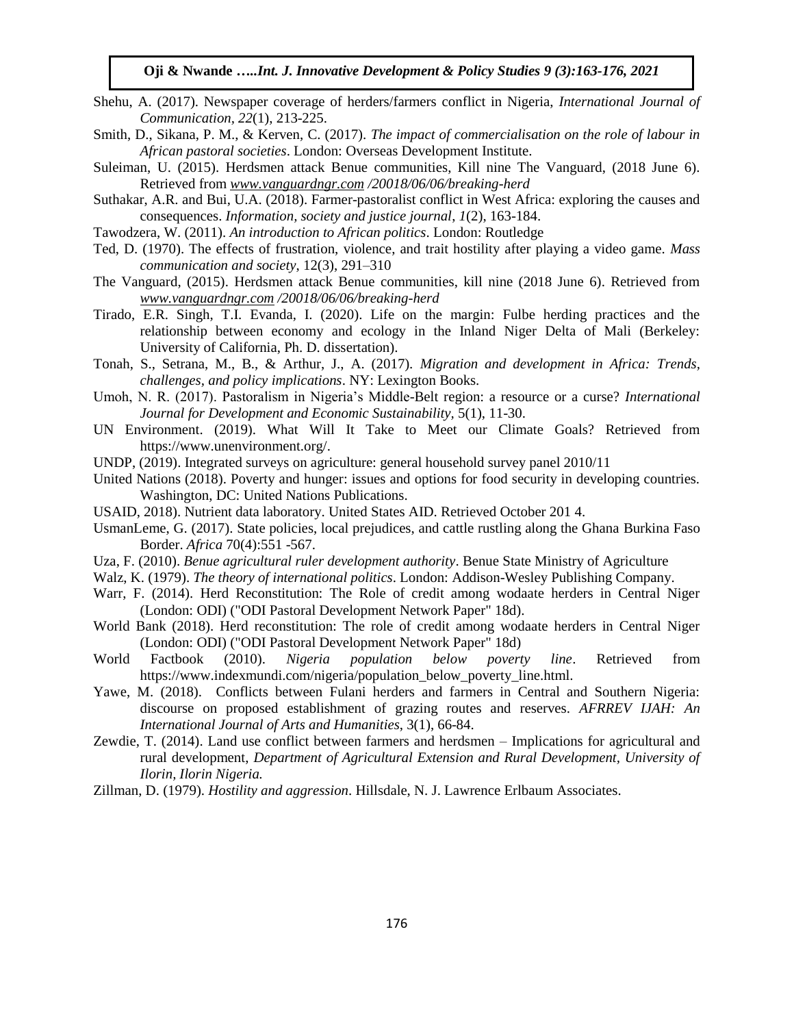Shehu, A. (2017). Newspaper coverage of herders/farmers conflict in Nigeria, *International Journal of Communication*, *22*(1), 213-225.

Smith, D., Sikana, P. M., & Kerven, C. (2017). *The impact of commercialisation on the role of labour in African pastoral societies*. London: Overseas Development Institute.

Suleiman, U. (2015). Herdsmen attack Benue communities, Kill nine The Vanguard, (2018 June 6). Retrieved from *www.vanguardngr.com /20018/06/06/breaking-herd*

Suthakar, A.R. and Bui, U.A. (2018). Farmer-pastoralist conflict in West Africa: exploring the causes and consequences. *Information, society and justice journal*, *1*(2), 163-184.

Tawodzera, W. (2011). *An introduction to African politics*. London: Routledge

Ted, D. (1970). The effects of frustration, violence, and trait hostility after playing a video game. *Mass communication and society*, 12(3), 291–310

The Vanguard, (2015). Herdsmen attack Benue communities, kill nine (2018 June 6). Retrieved from *www.vanguardngr.com /20018/06/06/breaking-herd*

Tirado, E.R. Singh, T.I. Evanda, I. (2020). Life on the margin: Fulbe herding practices and the relationship between economy and ecology in the Inland Niger Delta of Mali (Berkeley: University of California, Ph. D. dissertation).

Tonah, S., Setrana, M., B., & Arthur, J., A. (2017). *Migration and development in Africa: Trends, challenges, and policy implications*. NY: Lexington Books.

Umoh, N. R. (2017). Pastoralism in Nigeria's Middle-Belt region: a resource or a curse? *International Journal for Development and Economic Sustainability*, 5(1), 11-30.

UN Environment. (2019). What Will It Take to Meet our Climate Goals? Retrieved from https://www.unenvironment.org/.

UNDP, (2019). Integrated surveys on agriculture: general household survey panel 2010/11

United Nations (2018). Poverty and hunger: issues and options for food security in developing countries. Washington, DC: United Nations Publications.

USAID, 2018). Nutrient data laboratory. United States AID. Retrieved October 201 4.

UsmanLeme, G. (2017). State policies, local prejudices, and cattle rustling along the Ghana Burkina Faso Border. *Africa* 70(4):551 -567.

Uza, F. (2010). *Benue agricultural ruler development authority*. Benue State Ministry of Agriculture

Walz, K. (1979). *The theory of international politics*. London: Addison-Wesley Publishing Company.

Warr, F. (2014). Herd Reconstitution: The Role of credit among wodaate herders in Central Niger (London: ODI) ("ODI Pastoral Development Network Paper" 18d).

World Bank (2018). Herd reconstitution: The role of credit among wodaate herders in Central Niger (London: ODI) ("ODI Pastoral Development Network Paper" 18d)

World Factbook (2010). *Nigeria population below poverty line*. Retrieved from https://www.indexmundi.com/nigeria/population_below_poverty_line.html.

Yawe, M. (2018). Conflicts between Fulani herders and farmers in Central and Southern Nigeria: discourse on proposed establishment of grazing routes and reserves. *AFRREV IJAH: An International Journal of Arts and Humanities*, 3(1), 66-84.

Zewdie, T. (2014). Land use conflict between farmers and herdsmen – Implications for agricultural and rural development, *Department of Agricultural Extension and Rural Development, University of Ilorin, Ilorin Nigeria.*

Zillman, D. (1979). *Hostility and aggression*. Hillsdale, N. J. Lawrence Erlbaum Associates.